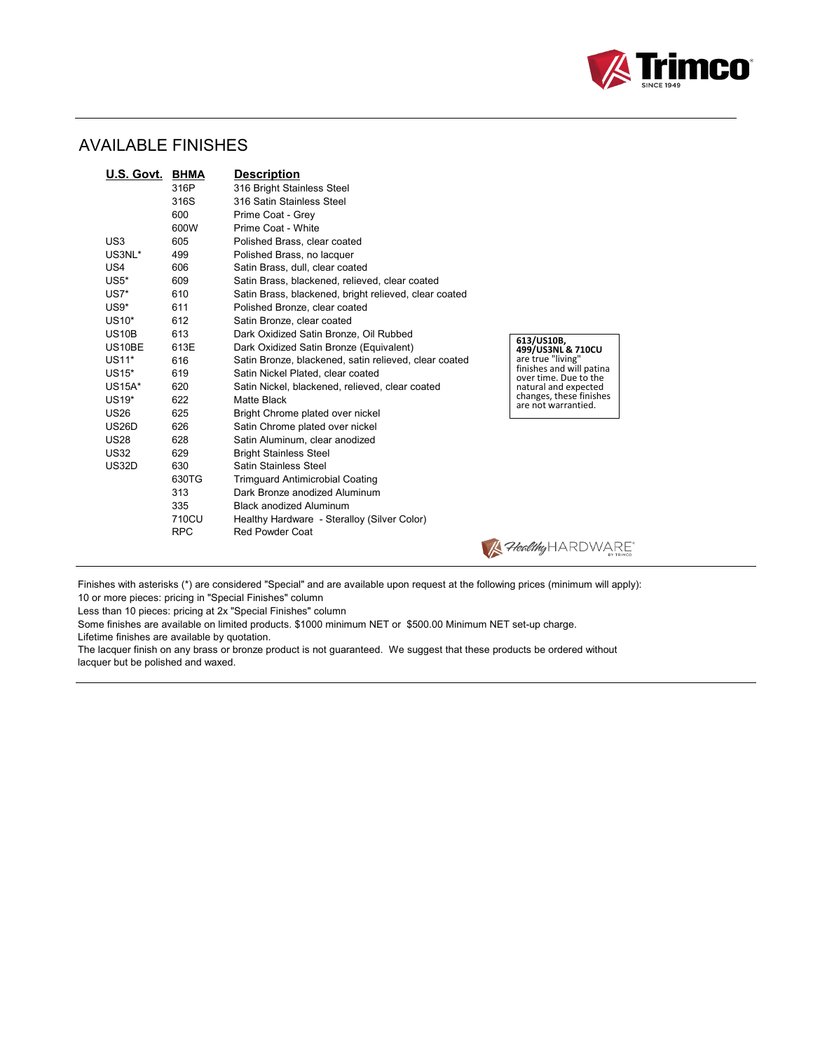## AVAILABLE FINISHES

| U.S. Govt. | BHMA | Description |
|---|---|---|
| | 316P | 316 Bright Stainless Steel |
| | 316S | 316 Satin Stainless Steel |
| | 600 | Prime Coat - Grey |
| | 600W | Prime Coat - White |
| US3 | 605 | Polished Brass, clear coated |
| US3NL* | 499 | Polished Brass, no lacquer |
| US4 | 606 | Satin Brass, dull, clear coated |
| US5* | 609 | Satin Brass, blackened, relieved, clear coated |
| US7* | 610 | Satin Brass, blackened, bright relieved, clear coated |
| US9* | 611 | Polished Bronze, clear coated |
| US10* | 612 | Satin Bronze, clear coated |
| US10B | 613 | Dark Oxidized Satin Bronze, Oil Rubbed |
| US10BE | 613E | Dark Oxidized Satin Bronze (Equivalent) |
| US11* | 616 | Satin Bronze, blackened, satin relieved, clear coated |
| US15* | 619 | Satin Nickel Plated, clear coated |
| US15A* | 620 | Satin Nickel, blackened, relieved, clear coated |
| US19* | 622 | Matte Black |
| US26 | 625 | Bright Chrome plated over nickel |
| US26D | 626 | Satin Chrome plated over nickel |
| US28 | 628 | Satin Aluminum, clear anodized |
| US32 | 629 | Bright Stainless Steel |
| US32D | 630 | Satin Stainless Steel |
| | 630TG | Trimguard Antimicrobial Coating |
| | 313 | Dark Bronze anodized Aluminum |
| | 335 | Black anodized Aluminum |
| | 710CU | Healthy Hardware - Steralloy (Silver Color) |
| | RPC | Red Powder Coat |

**613/US10B, 499/US3NL & 710CU** are true "living" finishes and will patina over time. Due to the natural and expected changes, these finishes are not warrantied.

Finishes with asterisks (*) are considered "Special" and are available upon request at the following prices (minimum will apply):
10 or more pieces: pricing in "Special Finishes" column
Less than 10 pieces: pricing at 2x "Special Finishes" column
Some finishes are available on limited products. $1000 minimum NET or $500.00 Minimum NET set-up charge.
Lifetime finishes are available by quotation.
The lacquer finish on any brass or bronze product is not guaranteed. We suggest that these products be ordered without lacquer but be polished and waxed.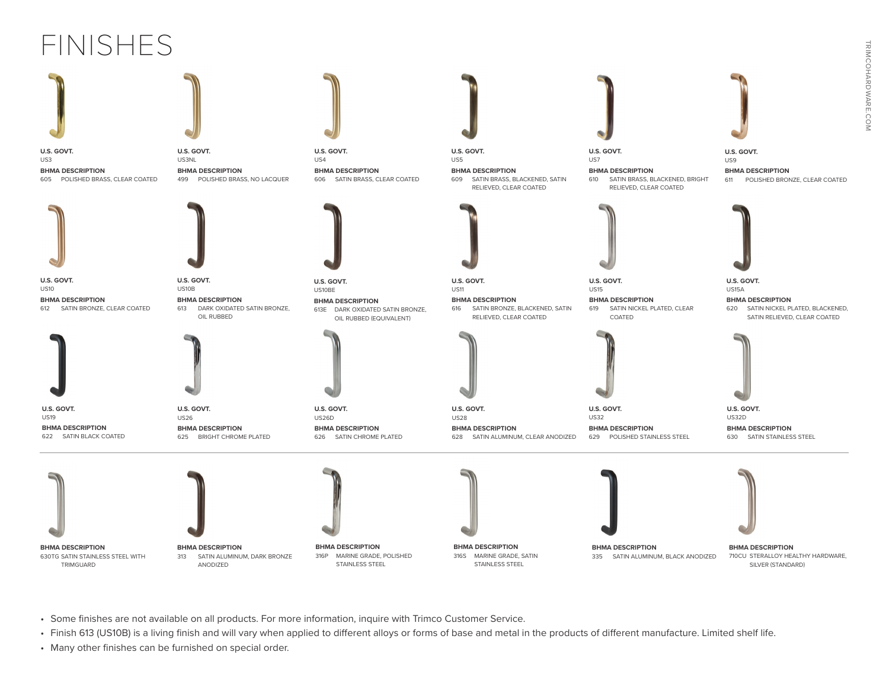# FINISHES

**U.S. GOVT.**
US3
**BHMA DESCRIPTION**
605 POLISHED BRASS, CLEAR COATED

**U.S. GOVT.**
US3NL
**BHMA DESCRIPTION**
499 POLISHED BRASS, NO LACQUER

**U.S. GOVT.**
US4
**BHMA DESCRIPTION**
606 SATIN BRASS, CLEAR COATED

**U.S. GOVT.**
US5
**BHMA DESCRIPTION**
609 SATIN BRASS, BLACKENED, SATIN RELIEVED, CLEAR COATED

**U.S. GOVT.**
US7
**BHMA DESCRIPTION**
610 SATIN BRASS, BLACKENED, BRIGHT RELIEVED, CLEAR COATED

**U.S. GOVT.**
US9
**BHMA DESCRIPTION**
611 POLISHED BRONZE, CLEAR COATED

**U.S. GOVT.**
US10
**BHMA DESCRIPTION**
612 SATIN BRONZE, CLEAR COATED

**U.S. GOVT.**
US10B
**BHMA DESCRIPTION**
613 DARK OXIDATED SATIN BRONZE, OIL RUBBED

**U.S. GOVT.**
US10BE
**BHMA DESCRIPTION**
613E DARK OXIDATED SATIN BRONZE, OIL RUBBED (EQUIVALENT)

**U.S. GOVT.**
US11
**BHMA DESCRIPTION**
616 SATIN BRONZE, BLACKENED, SATIN RELIEVED, CLEAR COATED

**U.S. GOVT.**
US15
**BHMA DESCRIPTION**
619 SATIN NICKEL PLATED, CLEAR COATED

**U.S. GOVT.**
US15A
**BHMA DESCRIPTION**
620 SATIN NICKEL PLATED, BLACKENED, SATIN RELIEVED, CLEAR COATED

**U.S. GOVT.**
US19
**BHMA DESCRIPTION**
622 SATIN BLACK COATED

**U.S. GOVT.**
US26
**BHMA DESCRIPTION**
625 BRIGHT CHROME PLATED

**U.S. GOVT.**
US26D
**BHMA DESCRIPTION**
626 SATIN CHROME PLATED

**U.S. GOVT.**
US28
**BHMA DESCRIPTION**
628 SATIN ALUMINUM, CLEAR ANODIZED

**U.S. GOVT.**
US32
**BHMA DESCRIPTION**
629 POLISHED STAINLESS STEEL

**U.S. GOVT.**
US32D
**BHMA DESCRIPTION**
630 SATIN STAINLESS STEEL

---

**BHMA DESCRIPTION**
630TG SATIN STAINLESS STEEL WITH TRIMGUARD

**BHMA DESCRIPTION**
313 SATIN ALUMINUM, DARK BRONZE ANODIZED

**BHMA DESCRIPTION**
316P MARINE GRADE, POLISHED STAINLESS STEEL

**BHMA DESCRIPTION**
316S MARINE GRADE, SATIN STAINLESS STEEL

**BHMA DESCRIPTION**
335 SATIN ALUMINUM, BLACK ANODIZED

**BHMA DESCRIPTION**
710CU STERALLOY HEALTHY HARDWARE, SILVER (STANDARD)

- Some finishes are not available on all products. For more information, inquire with Trimco Customer Service.
- Finish 613 (US10B) is a living finish and will vary when applied to different alloys or forms of base and metal in the products of different manufacture. Limited shelf life.
- Many other finishes can be furnished on special order.